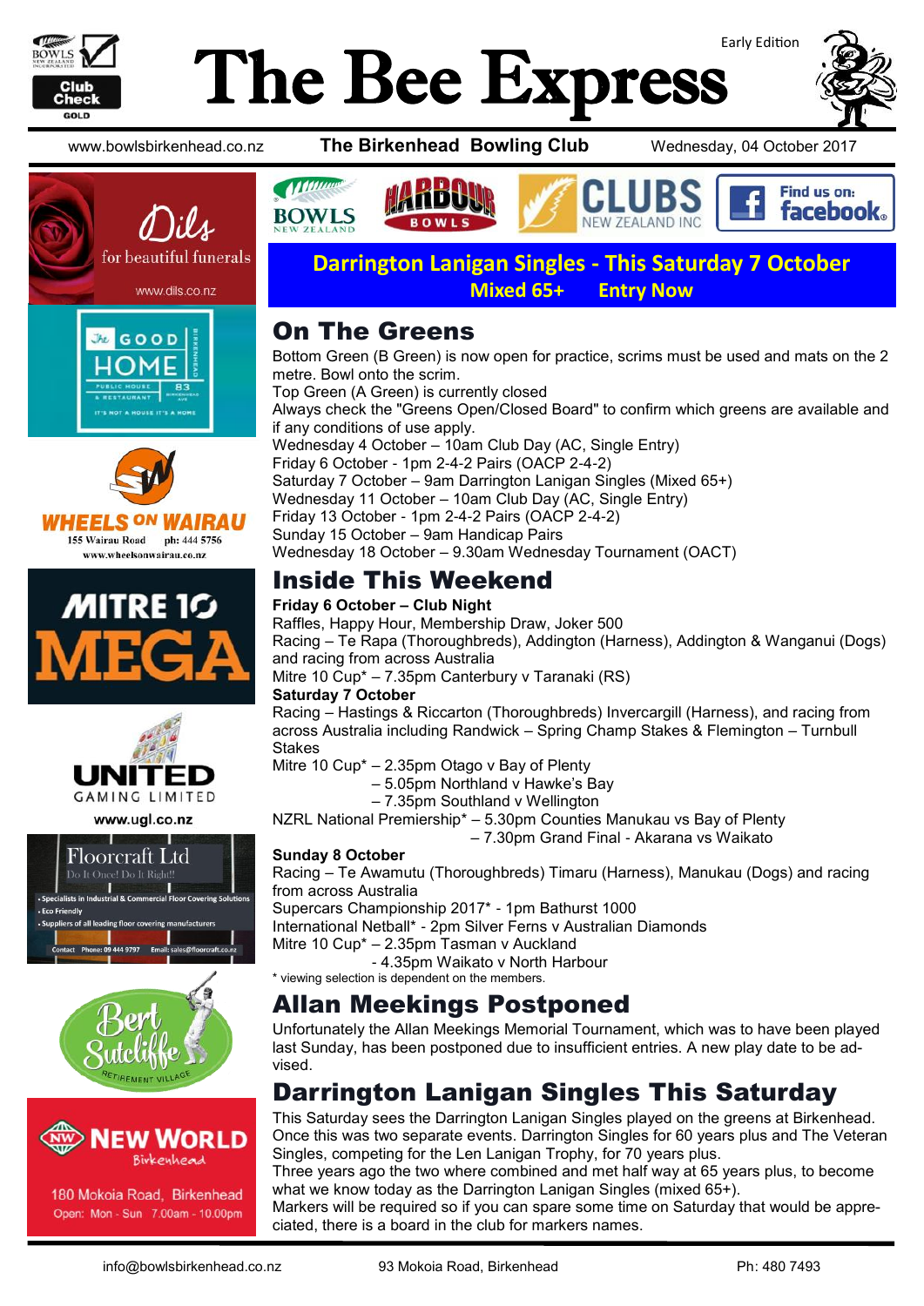# The Bee Express

Early Edition

www.bowlsbirkenhead.co.nz | **The Birkenhead Bowling Club** | Wednesday, 04 October 2017

**Darrington Lanigan Singles - This Saturday 7 October**
**Mixed 65+ Entry Now**

## On The Greens

Bottom Green (B Green) is now open for practice, scrims must be used and mats on the 2 metre. Bowl onto the scrim.
Top Green (A Green) is currently closed
Always check the "Greens Open/Closed Board" to confirm which greens are available and if any conditions of use apply.
Wednesday 4 October – 10am Club Day (AC, Single Entry)
Friday 6 October - 1pm 2-4-2 Pairs (OACP 2-4-2)
Saturday 7 October – 9am Darrington Lanigan Singles (Mixed 65+)
Wednesday 11 October – 10am Club Day (AC, Single Entry)
Friday 13 October - 1pm 2-4-2 Pairs (OACP 2-4-2)
Sunday 15 October – 9am Handicap Pairs
Wednesday 18 October – 9.30am Wednesday Tournament (OACT)

## Inside This Weekend

**Friday 6 October – Club Night**
Raffles, Happy Hour, Membership Draw, Joker 500
Racing – Te Rapa (Thoroughbreds), Addington (Harness), Addington & Wanganui (Dogs) and racing from across Australia
Mitre 10 Cup* – 7.35pm Canterbury v Taranaki (RS)

**Saturday 7 October**
Racing – Hastings & Riccarton (Thoroughbreds) Invercargill (Harness), and racing from across Australia including Randwick – Spring Champ Stakes & Flemington – Turnbull Stakes
Mitre 10 Cup* – 2.35pm Otago v Bay of Plenty
– 5.05pm Northland v Hawke's Bay
– 7.35pm Southland v Wellington
NZRL National Premiership* – 5.30pm Counties Manukau vs Bay of Plenty
– 7.30pm Grand Final - Akarana vs Waikato

**Sunday 8 October**
Racing – Te Awamutu (Thoroughbreds) Timaru (Harness), Manukau (Dogs) and racing from across Australia
Supercars Championship 2017* - 1pm Bathurst 1000
International Netball* - 2pm Silver Ferns v Australian Diamonds
Mitre 10 Cup* – 2.35pm Tasman v Auckland
- 4.35pm Waikato v North Harbour

* viewing selection is dependent on the members.

## Allan Meekings Postponed

Unfortunately the Allan Meekings Memorial Tournament, which was to have been played last Sunday, has been postponed due to insufficient entries. A new play date to be advised.

## Darrington Lanigan Singles This Saturday

This Saturday sees the Darrington Lanigan Singles played on the greens at Birkenhead. Once this was two separate events. Darrington Singles for 60 years plus and The Veteran Singles, competing for the Len Lanigan Trophy, for 70 years plus.
Three years ago the two where combined and met half way at 65 years plus, to become what we know today as the Darrington Lanigan Singles (mixed 65+).
Markers will be required so if you can spare some time on Saturday that would be appreciated, there is a board in the club for markers names.

Dils for beautiful funerals www.dils.co.nz

The Good Home Birkenhead — Public House & Restaurant — 83 Birkenhead Ave — It's not a house it's a home

Wheels on Wairau — 155 Wairau Road ph: 444 5756 www.wheelsonwairau.co.nz

Mitre 10 Mega

United Gaming Limited www.ugl.co.nz

Floorcraft Ltd — Do It Once! Do It Right!!
- Specialists in Industrial & Commercial Floor Covering Solutions
- Eco Friendly
- Suppliers of all leading floor covering manufacturers

Contact Phone: 09 444 9797 Email: sales@floorcraft.co.nz

Bert Sutcliffe Retirement Village

New World Birkenhead — 180 Mokoia Road, Birkenhead — Open: Mon - Sun 7.00am - 10.00pm

info@bowlsbirkenhead.co.nz | 93 Mokoia Road, Birkenhead | Ph: 480 7493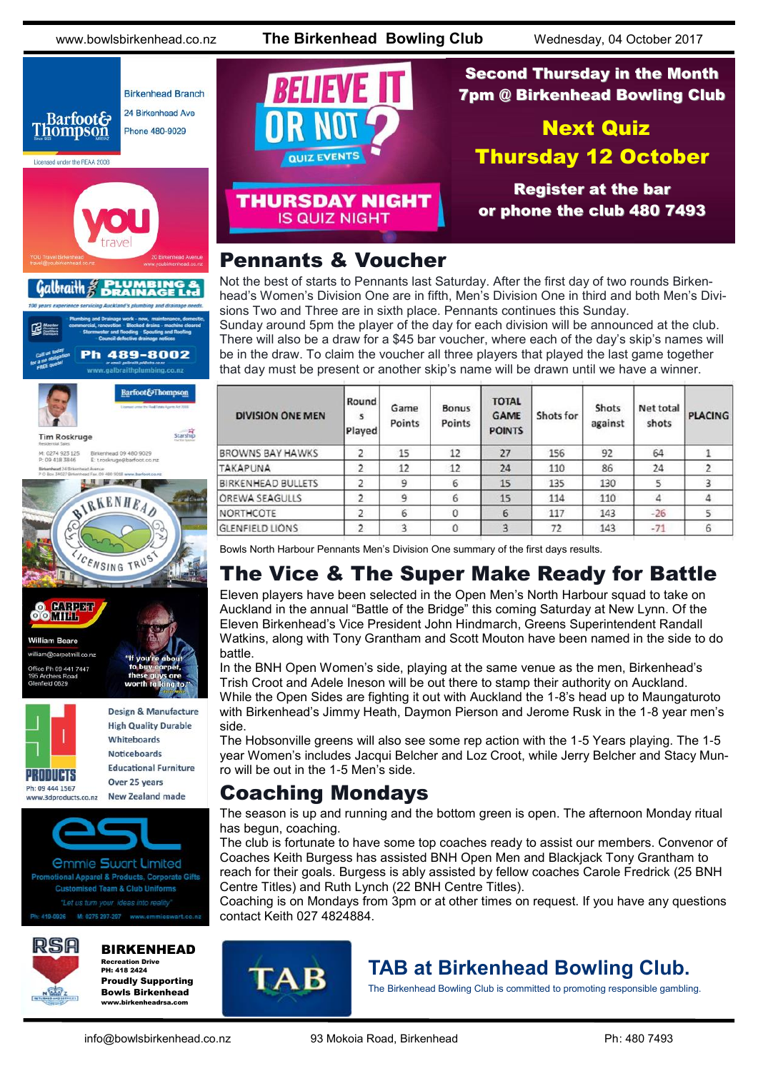## Second Thursday in the Month
## 7pm @ Birkenhead Bowling Club

BELIEVE IT OR NOT? QUIZ EVENTS

THURSDAY NIGHT IS QUIZ NIGHT

**Next Quiz**
**Thursday 12 October**

Register at the bar or phone the club 480 7493

# Pennants & Voucher

Not the best of starts to Pennants last Saturday. After the first day of two rounds Birkenhead's Women's Division One are in fifth, Men's Division One in third and both Men's Divisions Two and Three are in sixth place. Pennants continues this Sunday.

Sunday around 5pm the player of the day for each division will be announced at the club. There will also be a draw for a $45 bar voucher, where each of the day's skip's names will be in the draw. To claim the voucher all three players that played the last game together that day must be present or another skip's name will be drawn until we have a winner.

| DIVISION ONE MEN | Rounds Played | Game Points | Bonus Points | TOTAL GAME POINTS | Shots for | Shots against | Net total shots | PLACING |
|---|---|---|---|---|---|---|---|---|
| BROWNS BAY HAWKS | 2 | 15 | 12 | 27 | 156 | 92 | 64 | 1 |
| TAKAPUNA | 2 | 12 | 12 | 24 | 110 | 86 | 24 | 2 |
| BIRKENHEAD BULLETS | 2 | 9 | 6 | 15 | 135 | 130 | 5 | 3 |
| OREWA SEAGULLS | 2 | 9 | 6 | 15 | 114 | 110 | 4 | 4 |
| NORTHCOTE | 2 | 6 | 0 | 6 | 117 | 143 | -26 | 5 |
| GLENFIELD LIONS | 2 | 3 | 0 | 3 | 72 | 143 | -71 | 6 |

Bowls North Harbour Pennants Men's Division One summary of the first days results.

# The Vice & The Super Make Ready for Battle

Eleven players have been selected in the Open Men's North Harbour squad to take on Auckland in the annual "Battle of the Bridge" this coming Saturday at New Lynn. Of the Eleven Birkenhead's Vice President John Hindmarch, Greens Superintendent Randall Watkins, along with Tony Grantham and Scott Mouton have been named in the side to do battle.

In the BNH Open Women's side, playing at the same venue as the men, Birkenhead's Trish Croot and Adele Ineson will be out there to stamp their authority on Auckland.

While the Open Sides are fighting it out with Auckland the 1-8's head up to Maungaturoto with Birkenhead's Jimmy Heath, Daymon Pierson and Jerome Rusk in the 1-8 year men's side.

The Hobsonville greens will also see some rep action with the 1-5 Years playing. The 1-5 year Women's includes Jacqui Belcher and Loz Croot, while Jerry Belcher and Stacy Munro will be out in the 1-5 Men's side.

# Coaching Mondays

The season is up and running and the bottom green is open. The afternoon Monday ritual has begun, coaching.

The club is fortunate to have some top coaches ready to assist our members. Convenor of Coaches Keith Burgess has assisted BNH Open Men and Blackjack Tony Grantham to reach for their goals. Burgess is ably assisted by fellow coaches Carole Fredrick (25 BNH Centre Titles) and Ruth Lynch (22 BNH Centre Titles).

Coaching is on Mondays from 3pm or at other times on request. If you have any questions contact Keith 027 4824884.

## TAB at Birkenhead Bowling Club.

The Birkenhead Bowling Club is committed to promoting responsible gambling.

Barfoot & Thompson — Birkenhead Branch, 24 Birkenhead Ave, Phone 480-9029. Licensed under the REAA 2008

YOU travel — YOU Travel Birkenhead, travel@youbirkenhead.co.nz, 20 Birkenhead Avenue, www.youbirkenhead.co.nz

Galbraith Plumbing & Drainage Ltd — 100 years experience servicing Auckland's plumbing and drainage needs. Ph 489-8002, www.galbraithplumbing.co.nz

Barfoot & Thompson — Tim Roskruge, Residential Sales. M: 0274 923 125, P: 09 418 3846, Birkenhead 09 480 9029, E: t.roskruge@barfoot.co.nz

Birkenhead Licensing Trust

Carpet Mill — William Beare, william@carpetmill.co.nz, Office Ph 09 441 7447, 195 Archers Road, Glenfield 0629. "If you're about to buy carpet, these guys are worth talking to."

3D Products — Design & Manufacture, High Quality Durable, Whiteboards, Noticeboards, Educational Furniture, Over 25 years, New Zealand made. Ph: 09 444 1567, www.3dproducts.co.nz

esl Emmie Swart Limited — Promotional Apparel & Products, Corporate Gifts, Customised Team & Club Uniforms. "Let us turn your ideas into reality". Ph: 410-0926, M: 0275 297-297, www.emmieswart.co.nz

RSA BIRKENHEAD — Recreation Drive, PH: 418 2424. Proudly Supporting Bowls Birkenhead. www.birkenheadrsa.com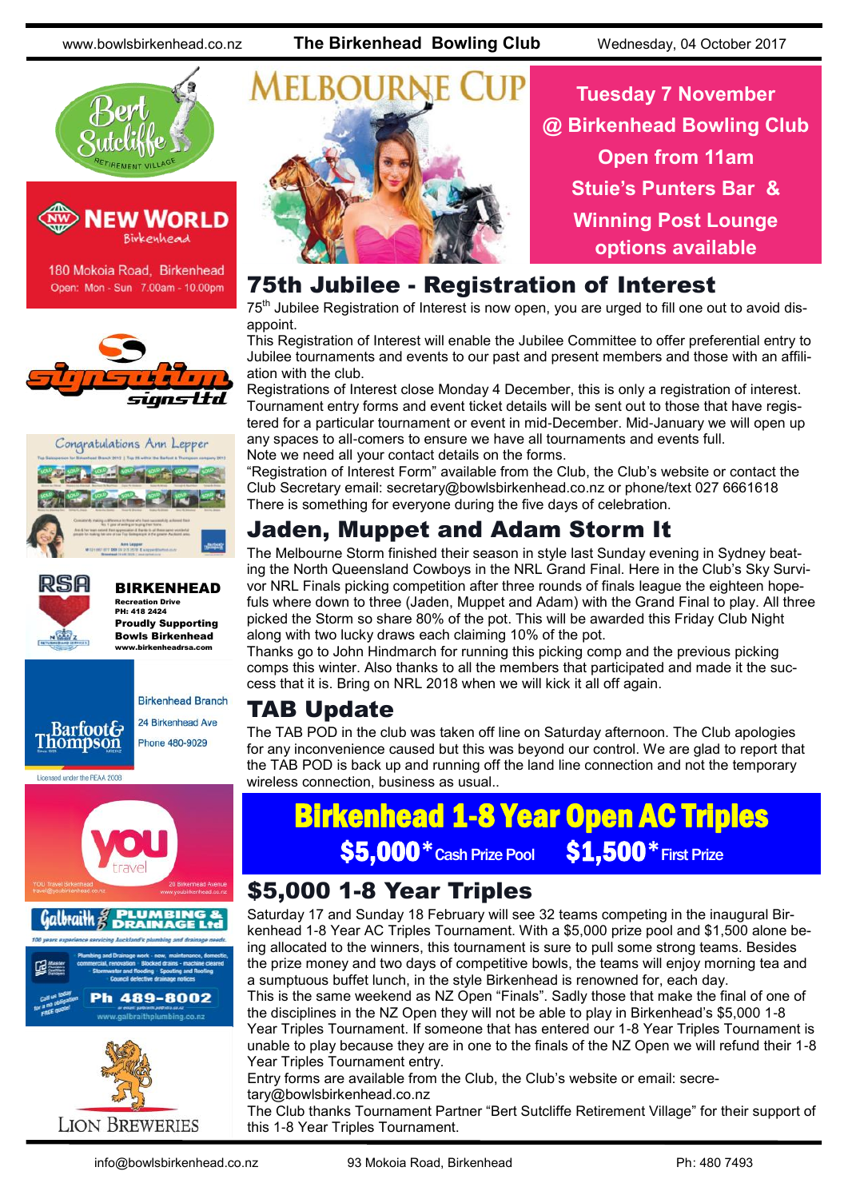# MELBOURNE CUP

**Tuesday 7 November @ Birkenhead Bowling Club Open from 11am Stuie's Punters Bar & Winning Post Lounge options available**

## 75th Jubilee - Registration of Interest

75th Jubilee Registration of Interest is now open, you are urged to fill one out to avoid disappoint.

This Registration of Interest will enable the Jubilee Committee to offer preferential entry to Jubilee tournaments and events to our past and present members and those with an affiliation with the club.

Registrations of Interest close Monday 4 December, this is only a registration of interest. Tournament entry forms and event ticket details will be sent out to those that have registered for a particular tournament or event in mid-December. Mid-January we will open up any spaces to all-comers to ensure we have all tournaments and events full.

Note we need all your contact details on the forms.

"Registration of Interest Form" available from the Club, the Club's website or contact the Club Secretary email: secretary@bowlsbirkenhead.co.nz or phone/text 027 6661618

There is something for everyone during the five days of celebration.

## Jaden, Muppet and Adam Storm It

The Melbourne Storm finished their season in style last Sunday evening in Sydney beating the North Queensland Cowboys in the NRL Grand Final. Here in the Club's Sky Survivor NRL Finals picking competition after three rounds of finals league the eighteen hopefuls where down to three (Jaden, Muppet and Adam) with the Grand Final to play. All three picked the Storm so share 80% of the pot. This will be awarded this Friday Club Night along with two lucky draws each claiming 10% of the pot.

Thanks go to John Hindmarch for running this picking comp and the previous picking comps this winter. Also thanks to all the members that participated and made it the success that it is. Bring on NRL 2018 when we will kick it all off again.

## TAB Update

The TAB POD in the club was taken off line on Saturday afternoon. The Club apologies for any inconvenience caused but this was beyond our control. We are glad to report that the TAB POD is back up and running off the land line connection and not the temporary wireless connection, business as usual..

**Birkenhead 1-8 Year Open AC Triples**

**$5,000* Cash Prize Pool $1,500* First Prize**

## $5,000 1-8 Year Triples

Saturday 17 and Sunday 18 February will see 32 teams competing in the inaugural Birkenhead 1-8 Year AC Triples Tournament. With a $5,000 prize pool and $1,500 alone being allocated to the winners, this tournament is sure to pull some strong teams. Besides the prize money and two days of competitive bowls, the teams will enjoy morning tea and a sumptuous buffet lunch, in the style Birkenhead is renowned for, each day.

This is the same weekend as NZ Open "Finals". Sadly those that make the final of one of the disciplines in the NZ Open they will not be able to play in Birkenhead's $5,000 1-8 Year Triples Tournament. If someone that has entered our 1-8 Year Triples Tournament is unable to play because they are in one to the finals of the NZ Open we will refund their 1-8 Year Triples Tournament entry.

Entry forms are available from the Club, the Club's website or email: secretary@bowlsbirkenhead.co.nz

The Club thanks Tournament Partner "Bert Sutcliffe Retirement Village" for their support of this 1-8 Year Triples Tournament.

---

Bert Sutcliffe Retirement Village

NEW WORLD Birkenhead — 180 Mokoia Road, Birkenhead — Open: Mon - Sun 7.00am - 10.00pm

signsation signs ltd

Congratulations Ann Lepper

RSA **BIRKENHEAD** Recreation Drive PH: 418 2424 **Proudly Supporting Bowls Birkenhead** www.birkenheadrsa.com

Barfoot & Thompson — Birkenhead Branch, 24 Birkenhead Ave, Phone 480-9029 — Licensed under the REAA 2008

you travel — YOU Travel Birkenhead travel@youbirkenhead.co.nz — 20 Birkenhead Avenue www.youbirkenhead.co.nz

Galbraith PLUMBING & DRAINAGE Ltd — Ph 489-8002 — www.galbraithplumbing.co.nz

LION BREWERIES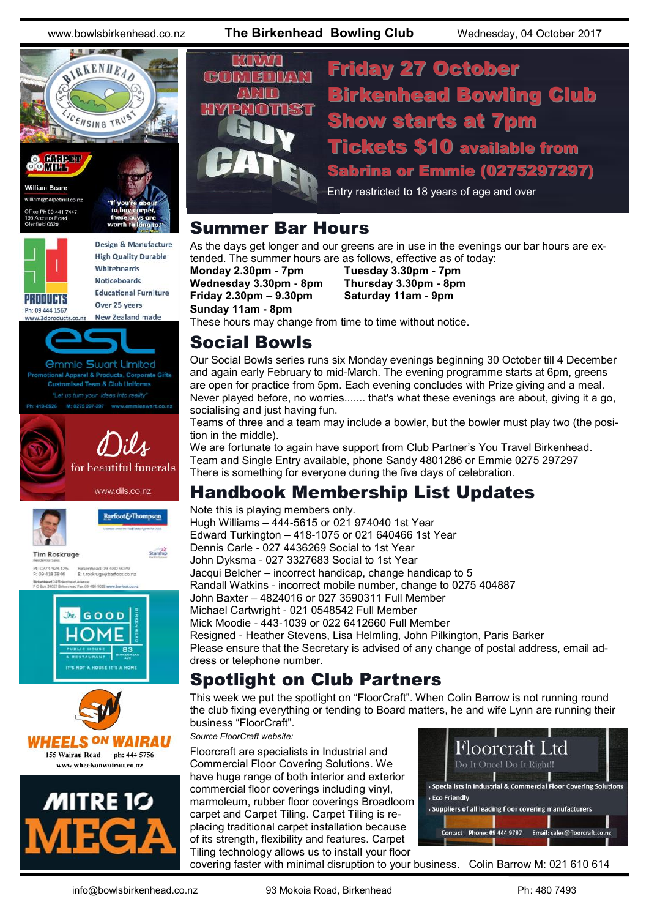# Kiwi Comedian and Hypnotist Guy Cater

**Friday 27 October**
**Birkenhead Bowling Club**
**Show starts at 7pm**
**Tickets $10 available from Sabrina or Emmie (0275297297)**

Entry restricted to 18 years of age and over

## Summer Bar Hours

As the days get longer and our greens are in use in the evenings our bar hours are extended. The summer hours are as follows, effective as of today:

**Monday 2.30pm - 7pm**
**Tuesday 3.30pm - 7pm**
**Wednesday 3.30pm - 8pm**
**Thursday 3.30pm - 8pm**
**Friday 2.30pm – 9.30pm**
**Saturday 11am - 9pm**
**Sunday 11am - 8pm**

These hours may change from time to time without notice.

## Social Bowls

Our Social Bowls series runs six Monday evenings beginning 30 October till 4 December and again early February to mid-March. The evening programme starts at 6pm, greens are open for practice from 5pm. Each evening concludes with Prize giving and a meal. Never played before, no worries....... that's what these evenings are about, giving it a go, socialising and just having fun.

Teams of three and a team may include a bowler, but the bowler must play two (the position in the middle).

We are fortunate to again have support from Club Partner's You Travel Birkenhead.

Team and Single Entry available, phone Sandy 4801286 or Emmie 0275 297297

There is something for everyone during the five days of celebration.

## Handbook Membership List Updates

Note this is playing members only.

Hugh Williams – 444-5615 or 021 974040 1st Year
Edward Turkington – 418-1075 or 021 640466 1st Year
Dennis Carle - 027 4436269 Social to 1st Year
John Dyksma - 027 3327683 Social to 1st Year
Jacqui Belcher – incorrect handicap, change handicap to 5
Randall Watkins - incorrect mobile number, change to 0275 404887
John Baxter – 4824016 or 027 3590311 Full Member
Michael Cartwright - 021 0548542 Full Member
Mick Moodie - 443-1039 or 022 6412660 Full Member
Resigned - Heather Stevens, Lisa Helmling, John Pilkington, Paris Barker

Please ensure that the Secretary is advised of any change of postal address, email address or telephone number.

## Spotlight on Club Partners

This week we put the spotlight on "FloorCraft". When Colin Barrow is not running round the club fixing everything or tending to Board matters, he and wife Lynn are running their business "FloorCraft".

*Source FloorCraft website:*

Floorcraft are specialists in Industrial and Commercial Floor Covering Solutions. We have huge range of both interior and exterior commercial floor coverings including vinyl, marmoleum, rubber floor coverings Broadloom carpet and Carpet Tiling. Carpet Tiling is replacing traditional carpet installation because of its strength, flexibility and features. Carpet Tiling technology allows us to install your floor covering faster with minimal disruption to your business. Colin Barrow M: 021 610 614

Floorcraft Ltd
Do It Once! Do It Right!!
- Specialists in Industrial & Commercial Floor Covering Solutions
- Eco Friendly
- Suppliers of all leading floor covering manufacturers

Contact Phone: 09 444 9797 Email: sales@floorcraft.co.nz

Birkenhead Licensing Trust

Carpet Mill
William Beare
william@carpetmill.co.nz
Office Ph 09 441 7447
195 Archers Road
Glenfield 0629
"If you're about to buy carpet, these guys are worth talking to."

3D Products
Ph: 09 444 1567
www.3dproducts.co.nz
Design & Manufacture
High Quality Durable
Whiteboards
Noticeboards
Educational Furniture
Over 25 years
New Zealand made

esl
Emmie Swart Limited
Promotional Apparel & Products, Corporate Gifts
Customised Team & Club Uniforms
"Let us turn your ideas into reality"
Ph: 419-0926 M: 0275 297-297 www.emmieswart.co.nz

Dils
for beautiful funerals
www.dils.co.nz

Barfoot&Thompson
Tim Roskruge
Residential Sales
M: 0274 923 125 Birkenhead 09 480 9029
P: 09 418 3846 E: troskruge@barfoot.co.nz

The Good Home
Public House & Restaurant
83 Birkenhead Ave
It's not a house it's a home

Wheels on Wairau
155 Wairau Road ph: 444 5756
www.wheelsonwairau.co.nz

Mitre 10 Mega